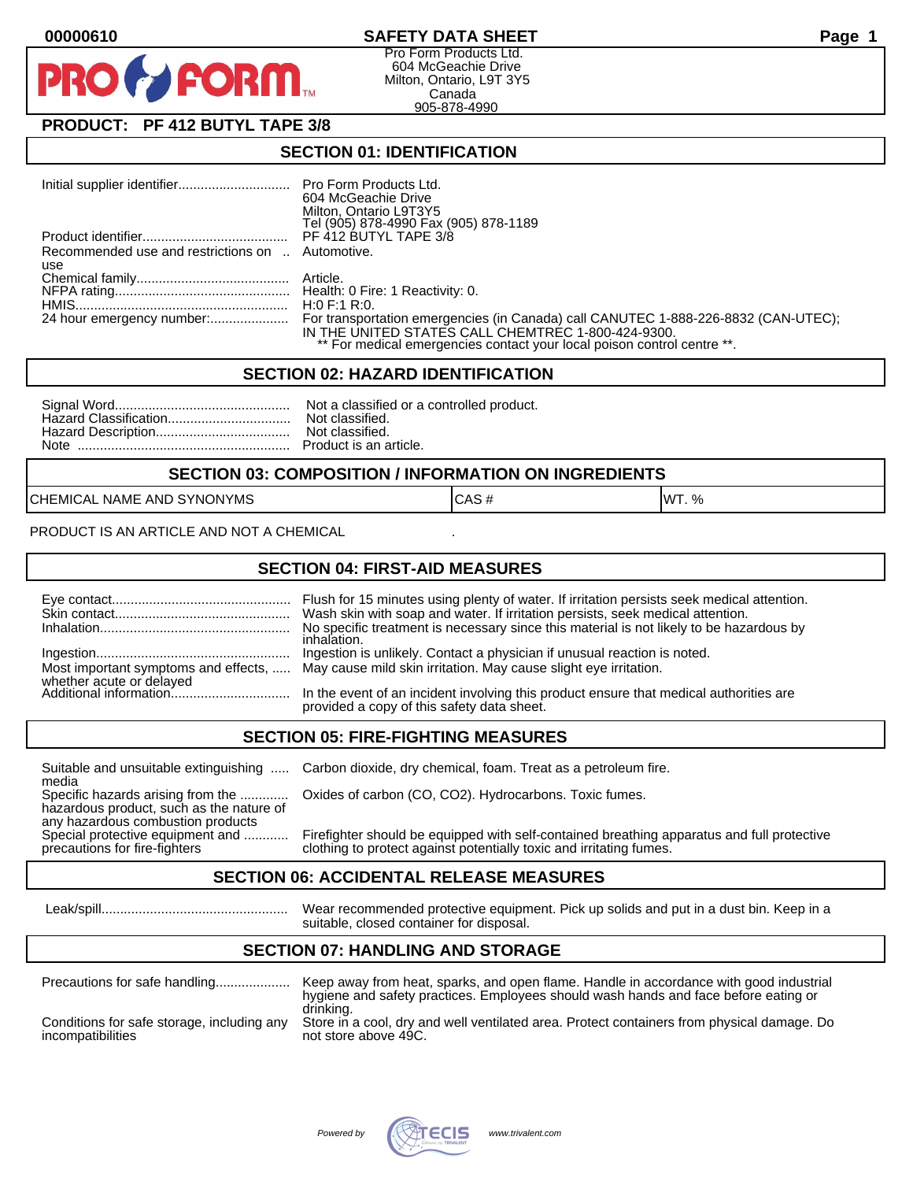00000610

# SAFETY DATA SHEET

Pro Form Products Ltd.
604 McGeachie Drive
Milton, Ontario, L9T 3Y5
Canada
905-878-4990

## PRODUCT: PF 412 BUTYL TAPE 3/8

## SECTION 01: IDENTIFICATION

| | |
|---|---|
| Initial supplier identifier | Pro Form Products Ltd. 604 McGeachie Drive Milton, Ontario L9T3Y5 Tel (905) 878-4990 Fax (905) 878-1189 |
| Product identifier | PF 412 BUTYL TAPE 3/8 |
| Recommended use and restrictions on use | Automotive. |
| Chemical family | Article. |
| NFPA rating | Health: 0 Fire: 1 Reactivity: 0. |
| HMIS | H:0 F:1 R:0. |
| 24 hour emergency number: | For transportation emergencies (in Canada) call CANUTEC 1-888-226-8832 (CAN-UTEC); IN THE UNITED STATES CALL CHEMTREC 1-800-424-9300. ** For medical emergencies contact your local poison control centre **. |

## SECTION 02: HAZARD IDENTIFICATION

| | |
|---|---|
| Signal Word | Not a classified or a controlled product. |
| Hazard Classification | Not classified. |
| Hazard Description | Not classified. |
| Note | Product is an article. |

## SECTION 03: COMPOSITION / INFORMATION ON INGREDIENTS

| CHEMICAL NAME AND SYNONYMS | CAS # | WT. % |
|---|---|---|

PRODUCT IS AN ARTICLE AND NOT A CHEMICAL .

## SECTION 04: FIRST-AID MEASURES

| | |
|---|---|
| Eye contact | Flush for 15 minutes using plenty of water. If irritation persists seek medical attention. |
| Skin contact | Wash skin with soap and water. If irritation persists, seek medical attention. |
| Inhalation | No specific treatment is necessary since this material is not likely to be hazardous by inhalation. |
| Ingestion | Ingestion is unlikely. Contact a physician if unusual reaction is noted. |
| Most important symptoms and effects, whether acute or delayed | May cause mild skin irritation. May cause slight eye irritation. |
| Additional information | In the event of an incident involving this product ensure that medical authorities are provided a copy of this safety data sheet. |

## SECTION 05: FIRE-FIGHTING MEASURES

| | |
|---|---|
| Suitable and unsuitable extinguishing media | Carbon dioxide, dry chemical, foam. Treat as a petroleum fire. |
| Specific hazards arising from the hazardous product, such as the nature of any hazardous combustion products | Oxides of carbon (CO, CO2). Hydrocarbons. Toxic fumes. |
| Special protective equipment and precautions for fire-fighters | Firefighter should be equipped with self-contained breathing apparatus and full protective clothing to protect against potentially toxic and irritating fumes. |

## SECTION 06: ACCIDENTAL RELEASE MEASURES

| | |
|---|---|
| Leak/spill | Wear recommended protective equipment. Pick up solids and put in a dust bin. Keep in a suitable, closed container for disposal. |

## SECTION 07: HANDLING AND STORAGE

| | |
|---|---|
| Precautions for safe handling | Keep away from heat, sparks, and open flame. Handle in accordance with good industrial hygiene and safety practices. Employees should wash hands and face before eating or drinking. |
| Conditions for safe storage, including any incompatibilities | Store in a cool, dry and well ventilated area. Protect containers from physical damage. Do not store above 49C. |

Powered by www.trivalent.com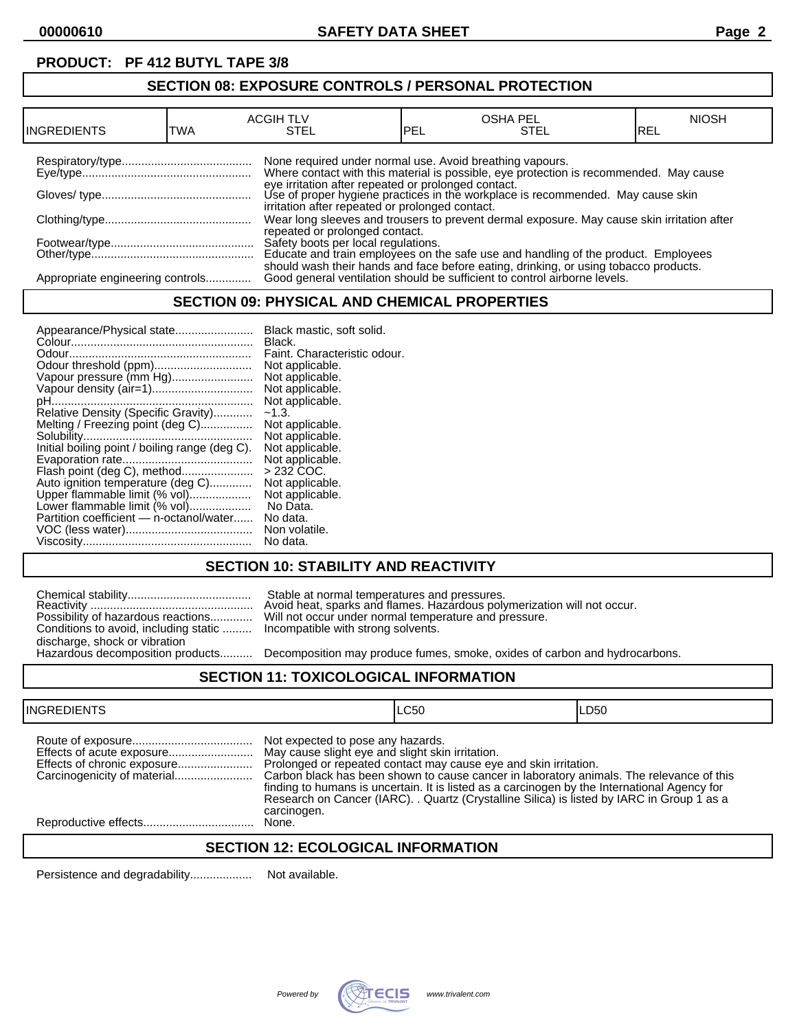**PRODUCT: PF 412 BUTYL TAPE 3/8**

## SECTION 08: EXPOSURE CONTROLS / PERSONAL PROTECTION

| INGREDIENTS | ACGIH TLV TWA | ACGIH TLV STEL | OSHA PEL PEL | OSHA PEL STEL | NIOSH REL |
|---|---|---|---|---|---|

Respiratory/type........................................ None required under normal use. Avoid breathing vapours.

Eye/type.................................................... Where contact with this material is possible, eye protection is recommended. May cause eye irritation after repeated or prolonged contact.

Gloves/ type............................................. Use of proper hygiene practices in the workplace is recommended. May cause skin irritation after repeated or prolonged contact.

Clothing/type............................................. Wear long sleeves and trousers to prevent dermal exposure. May cause skin irritation after repeated or prolonged contact.

Footwear/type............................................ Safety boots per local regulations.

Other/type.................................................. Educate and train employees on the safe use and handling of the product. Employees should wash their hands and face before eating, drinking, or using tobacco products.

Appropriate engineering controls.............. Good general ventilation should be sufficient to control airborne levels.

## SECTION 09: PHYSICAL AND CHEMICAL PROPERTIES

Appearance/Physical state........................ Black mastic, soft solid.
Colour........................................................ Black.
Odour......................................................... Faint. Characteristic odour.
Odour threshold (ppm).............................. Not applicable.
Vapour pressure (mm Hg)......................... Not applicable.
Vapour density (air=1)............................... Not applicable.
pH.............................................................. Not applicable.
Relative Density (Specific Gravity)............ ~1.3.
Melting / Freezing point (deg C)................ Not applicable.
Solubility.................................................... Not applicable.
Initial boiling point / boiling range (deg C). Not applicable.
Evaporation rate........................................ Not applicable.
Flash point (deg C), method...................... > 232 COC.
Auto ignition temperature (deg C)............. Not applicable.
Upper flammable limit (% vol)................... Not applicable.
Lower flammable limit (% vol)................... No Data.
Partition coefficient — n-octanol/water...... No data.
VOC (less water)....................................... Non volatile.
Viscosity.................................................... No data.

## SECTION 10: STABILITY AND REACTIVITY

Chemical stability...................................... Stable at normal temperatures and pressures.
Reactivity .................................................. Avoid heat, sparks and flames. Hazardous polymerization will not occur.
Possibility of hazardous reactions............. Will not occur under normal temperature and pressure.
Conditions to avoid, including static discharge, shock or vibration ......... Incompatible with strong solvents.
Hazardous decomposition products.......... Decomposition may produce fumes, smoke, oxides of carbon and hydrocarbons.

## SECTION 11: TOXICOLOGICAL INFORMATION

| INGREDIENTS | LC50 | LD50 |
|---|---|---|

Route of exposure..................................... Not expected to pose any hazards.
Effects of acute exposure........................... May cause slight eye and slight skin irritation.
Effects of chronic exposure........................ Prolonged or repeated contact may cause eye and skin irritation.
Carcinogenicity of material......................... Carbon black has been shown to cause cancer in laboratory animals. The relevance of this finding to humans is uncertain. It is listed as a carcinogen by the International Agency for Research on Cancer (IARC). . Quartz (Crystalline Silica) is listed by IARC in Group 1 as a carcinogen.
Reproductive effects.................................. None.

## SECTION 12: ECOLOGICAL INFORMATION

Persistence and degradability................... Not available.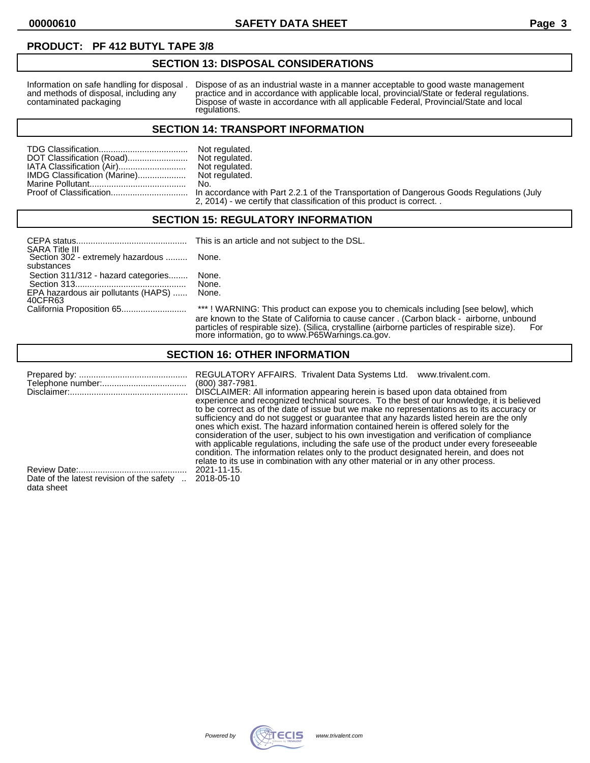**PRODUCT: PF 412 BUTYL TAPE 3/8**

## SECTION 13: DISPOSAL CONSIDERATIONS

| | |
|---|---|
| Information on safe handling for disposal and methods of disposal, including any contaminated packaging | Dispose of as an industrial waste in a manner acceptable to good waste management practice and in accordance with applicable local, provincial/State or federal regulations. Dispose of waste in accordance with all applicable Federal, Provincial/State and local regulations. |

## SECTION 14: TRANSPORT INFORMATION

| | |
|---|---|
| TDG Classification | Not regulated. |
| DOT Classification (Road) | Not regulated. |
| IATA Classification (Air) | Not regulated. |
| IMDG Classification (Marine) | Not regulated. |
| Marine Pollutant | No. |
| Proof of Classification | In accordance with Part 2.2.1 of the Transportation of Dangerous Goods Regulations (July 2, 2014) - we certify that classification of this product is correct. . |

## SECTION 15: REGULATORY INFORMATION

| | |
|---|---|
| CEPA status | This is an article and not subject to the DSL. |
| SARA Title III | |
| Section 302 - extremely hazardous substances | None. |
| Section 311/312 - hazard categories | None. |
| Section 313 | None. |
| EPA hazardous air pollutants (HAPS) 40CFR63 | None. |
| California Proposition 65 | *** ! WARNING: This product can expose you to chemicals including [see below], which are known to the State of California to cause cancer . (Carbon black - airborne, unbound particles of respirable size). (Silica, crystalline (airborne particles of respirable size). For more information, go to www.P65Warnings.ca.gov. |

## SECTION 16: OTHER INFORMATION

| | |
|---|---|
| Prepared by: | REGULATORY AFFAIRS. Trivalent Data Systems Ltd. www.trivalent.com. |
| Telephone number: | (800) 387-7981. |
| Disclaimer: | DISCLAIMER: All information appearing herein is based upon data obtained from experience and recognized technical sources. To the best of our knowledge, it is believed to be correct as of the date of issue but we make no representations as to its accuracy or sufficiency and do not suggest or guarantee that any hazards listed herein are the only ones which exist. The hazard information contained herein is offered solely for the consideration of the user, subject to his own investigation and verification of compliance with applicable regulations, including the safe use of the product under every foreseeable condition. The information relates only to the product designated herein, and does not relate to its use in combination with any other material or in any other process. |
| Review Date: | 2021-11-15. |
| Date of the latest revision of the safety data sheet | 2018-05-10 |